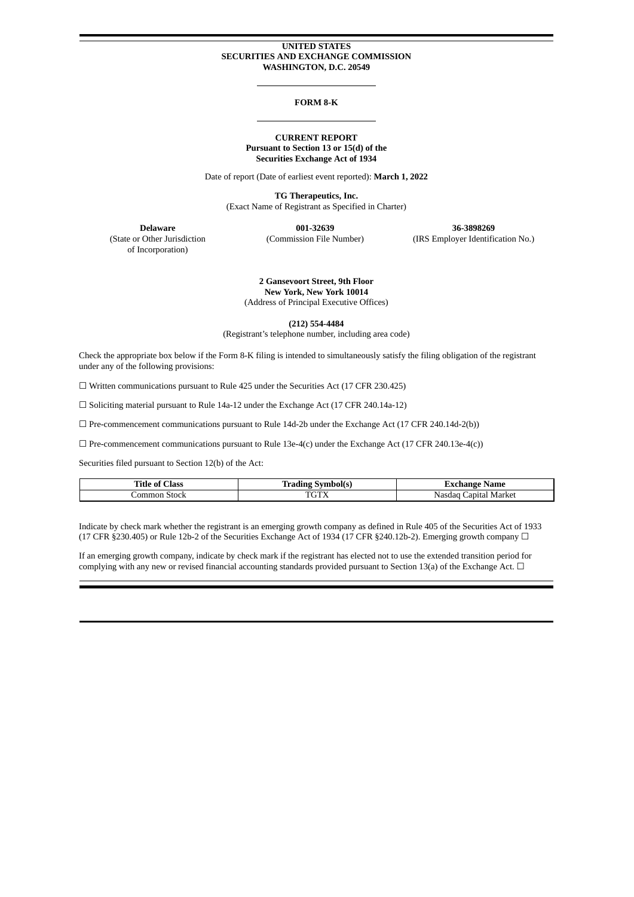**UNITED STATES**
**SECURITIES AND EXCHANGE COMMISSION**
**WASHINGTON, D.C. 20549**

---

# FORM 8-K

---

**CURRENT REPORT**
**Pursuant to Section 13 or 15(d) of the**
**Securities Exchange Act of 1934**

Date of report (Date of earliest event reported): **March 1, 2022**

**TG Therapeutics, Inc.**
(Exact Name of Registrant as Specified in Charter)

| **Delaware** | **001-32639** | **36-3898269** |
|---|---|---|
| (State or Other Jurisdiction of Incorporation) | (Commission File Number) | (IRS Employer Identification No.) |

**2 Gansevoort Street, 9th Floor**
**New York, New York 10014**
(Address of Principal Executive Offices)

**(212) 554-4484**
(Registrant's telephone number, including area code)

Check the appropriate box below if the Form 8-K filing is intended to simultaneously satisfy the filing obligation of the registrant under any of the following provisions:

☐ Written communications pursuant to Rule 425 under the Securities Act (17 CFR 230.425)

☐ Soliciting material pursuant to Rule 14a-12 under the Exchange Act (17 CFR 240.14a-12)

☐ Pre-commencement communications pursuant to Rule 14d-2b under the Exchange Act (17 CFR 240.14d-2(b))

☐ Pre-commencement communications pursuant to Rule 13e-4(c) under the Exchange Act (17 CFR 240.13e-4(c))

Securities filed pursuant to Section 12(b) of the Act:

| Title of Class | Trading Symbol(s) | Exchange Name |
|---|---|---|
| Common Stock | TGTX | Nasdaq Capital Market |

Indicate by check mark whether the registrant is an emerging growth company as defined in Rule 405 of the Securities Act of 1933 (17 CFR §230.405) or Rule 12b-2 of the Securities Exchange Act of 1934 (17 CFR §240.12b-2). Emerging growth company ☐

If an emerging growth company, indicate by check mark if the registrant has elected not to use the extended transition period for complying with any new or revised financial accounting standards provided pursuant to Section 13(a) of the Exchange Act. ☐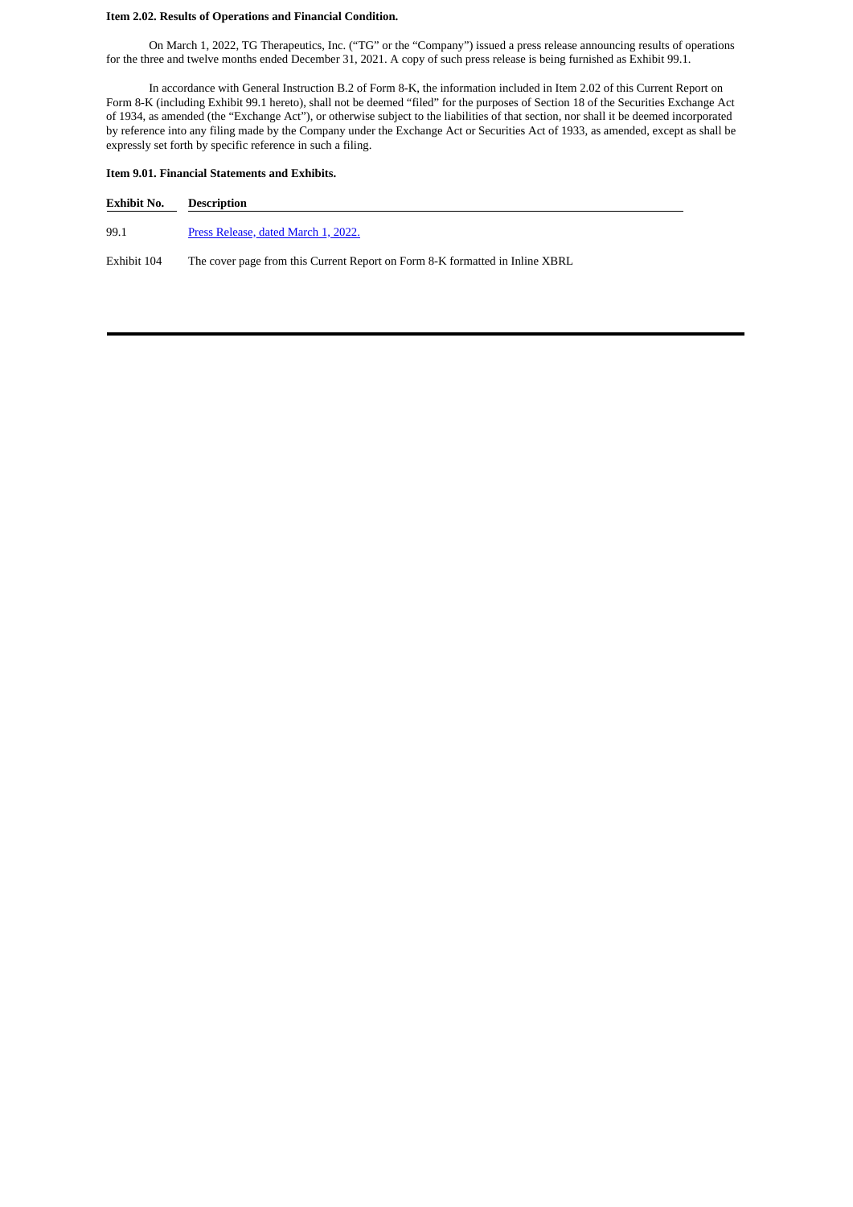**Item 2.02. Results of Operations and Financial Condition.**

On March 1, 2022, TG Therapeutics, Inc. ("TG" or the "Company") issued a press release announcing results of operations for the three and twelve months ended December 31, 2021. A copy of such press release is being furnished as Exhibit 99.1.

In accordance with General Instruction B.2 of Form 8-K, the information included in Item 2.02 of this Current Report on Form 8-K (including Exhibit 99.1 hereto), shall not be deemed "filed" for the purposes of Section 18 of the Securities Exchange Act of 1934, as amended (the "Exchange Act"), or otherwise subject to the liabilities of that section, nor shall it be deemed incorporated by reference into any filing made by the Company under the Exchange Act or Securities Act of 1933, as amended, except as shall be expressly set forth by specific reference in such a filing.

**Item 9.01. Financial Statements and Exhibits.**

| Exhibit No. | Description |
|---|---|
| 99.1 | Press Release, dated March 1, 2022. |
| Exhibit 104 | The cover page from this Current Report on Form 8-K formatted in Inline XBRL |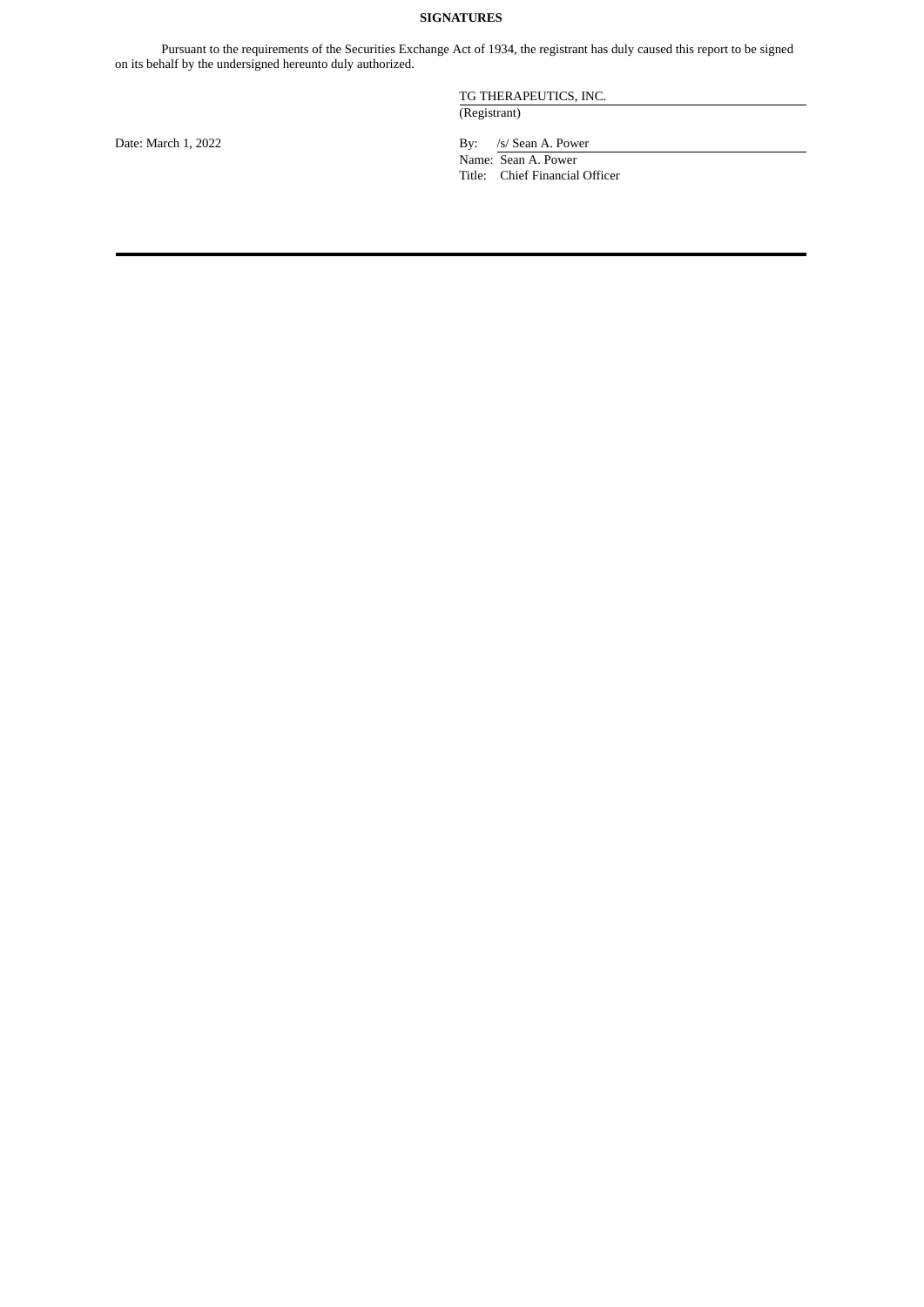**SIGNATURES**

Pursuant to the requirements of the Securities Exchange Act of 1934, the registrant has duly caused this report to be signed on its behalf by the undersigned hereunto duly authorized.

| | |
|---|---|
| | TG THERAPEUTICS, INC. |
| | (Registrant) |
| Date: March 1, 2022 | By: /s/ Sean A. Power |
| | Name: Sean A. Power |
| | Title: Chief Financial Officer |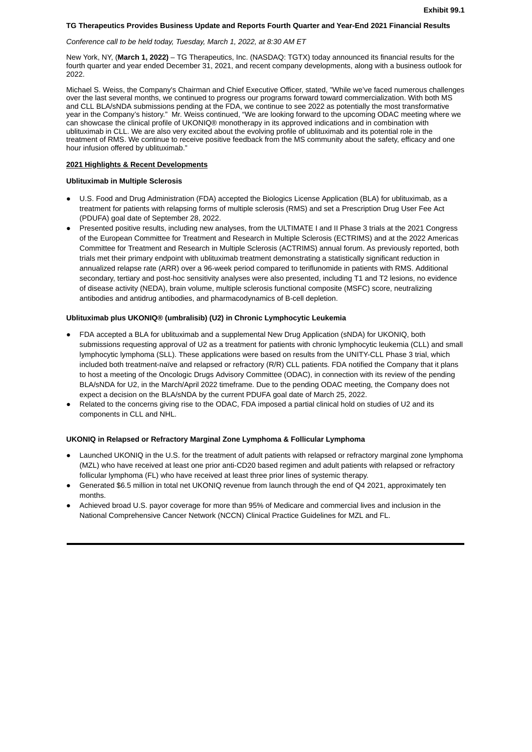**Exhibit 99.1**

**TG Therapeutics Provides Business Update and Reports Fourth Quarter and Year-End 2021 Financial Results**

*Conference call to be held today, Tuesday, March 1, 2022, at 8:30 AM ET*

New York, NY, (**March 1, 2022)** – TG Therapeutics, Inc. (NASDAQ: TGTX) today announced its financial results for the fourth quarter and year ended December 31, 2021, and recent company developments, along with a business outlook for 2022.

Michael S. Weiss, the Company's Chairman and Chief Executive Officer, stated, "While we've faced numerous challenges over the last several months, we continued to progress our programs forward toward commercialization. With both MS and CLL BLA/sNDA submissions pending at the FDA, we continue to see 2022 as potentially the most transformative year in the Company's history." Mr. Weiss continued, "We are looking forward to the upcoming ODAC meeting where we can showcase the clinical profile of UKONIQ® monotherapy in its approved indications and in combination with ublituximab in CLL. We are also very excited about the evolving profile of ublituximab and its potential role in the treatment of RMS. We continue to receive positive feedback from the MS community about the safety, efficacy and one hour infusion offered by ublituximab."

**2021 Highlights & Recent Developments**

**Ublituximab in Multiple Sclerosis**

- U.S. Food and Drug Administration (FDA) accepted the Biologics License Application (BLA) for ublituximab, as a treatment for patients with relapsing forms of multiple sclerosis (RMS) and set a Prescription Drug User Fee Act (PDUFA) goal date of September 28, 2022.
- Presented positive results, including new analyses, from the ULTIMATE I and II Phase 3 trials at the 2021 Congress of the European Committee for Treatment and Research in Multiple Sclerosis (ECTRIMS) and at the 2022 Americas Committee for Treatment and Research in Multiple Sclerosis (ACTRIMS) annual forum. As previously reported, both trials met their primary endpoint with ublituximab treatment demonstrating a statistically significant reduction in annualized relapse rate (ARR) over a 96-week period compared to teriflunomide in patients with RMS. Additional secondary, tertiary and post-hoc sensitivity analyses were also presented, including T1 and T2 lesions, no evidence of disease activity (NEDA), brain volume, multiple sclerosis functional composite (MSFC) score, neutralizing antibodies and antidrug antibodies, and pharmacodynamics of B-cell depletion.

**Ublituximab plus UKONIQ® (umbralisib) (U2) in Chronic Lymphocytic Leukemia**

- FDA accepted a BLA for ublituximab and a supplemental New Drug Application (sNDA) for UKONIQ, both submissions requesting approval of U2 as a treatment for patients with chronic lymphocytic leukemia (CLL) and small lymphocytic lymphoma (SLL). These applications were based on results from the UNITY-CLL Phase 3 trial, which included both treatment-naïve and relapsed or refractory (R/R) CLL patients. FDA notified the Company that it plans to host a meeting of the Oncologic Drugs Advisory Committee (ODAC), in connection with its review of the pending BLA/sNDA for U2, in the March/April 2022 timeframe. Due to the pending ODAC meeting, the Company does not expect a decision on the BLA/sNDA by the current PDUFA goal date of March 25, 2022.
- Related to the concerns giving rise to the ODAC, FDA imposed a partial clinical hold on studies of U2 and its components in CLL and NHL.

**UKONIQ in Relapsed or Refractory Marginal Zone Lymphoma & Follicular Lymphoma**

- Launched UKONIQ in the U.S. for the treatment of adult patients with relapsed or refractory marginal zone lymphoma (MZL) who have received at least one prior anti-CD20 based regimen and adult patients with relapsed or refractory follicular lymphoma (FL) who have received at least three prior lines of systemic therapy.
- Generated $6.5 million in total net UKONIQ revenue from launch through the end of Q4 2021, approximately ten months.
- Achieved broad U.S. payor coverage for more than 95% of Medicare and commercial lives and inclusion in the National Comprehensive Cancer Network (NCCN) Clinical Practice Guidelines for MZL and FL.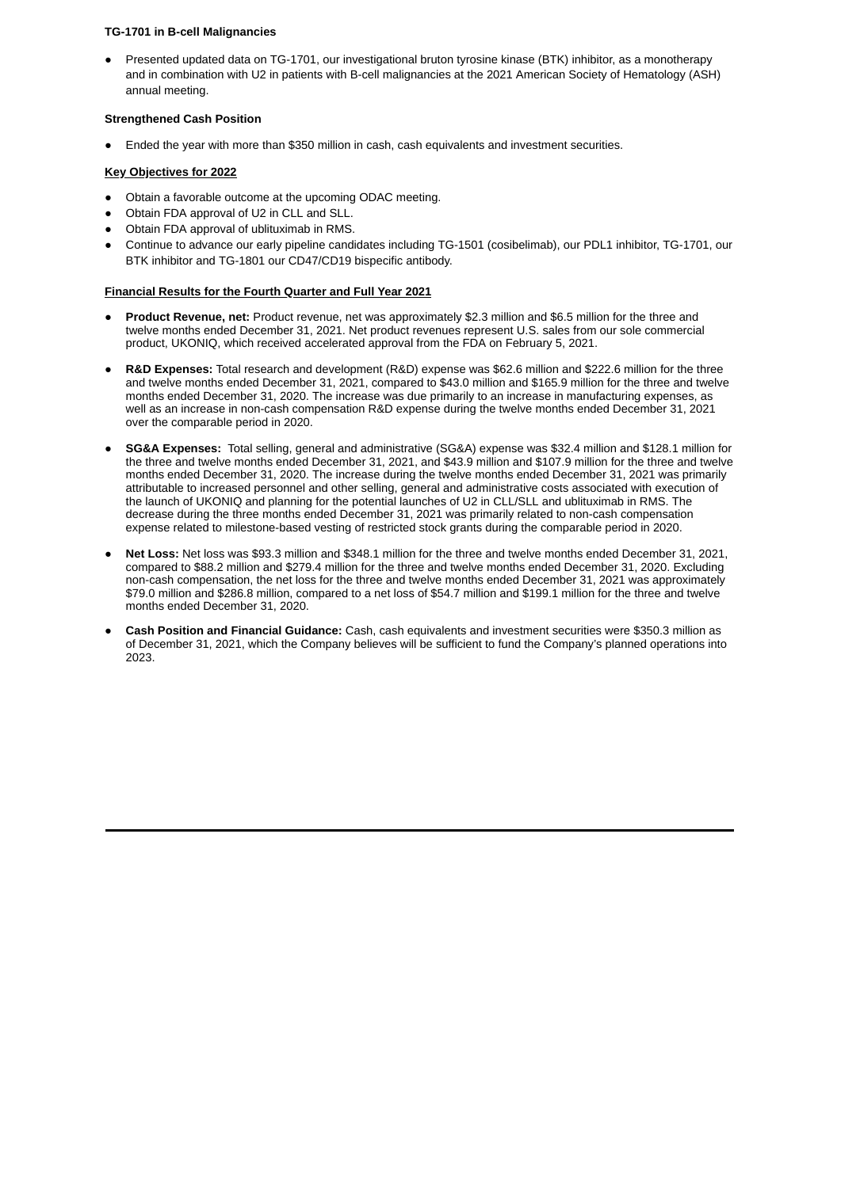**TG-1701 in B-cell Malignancies**

- Presented updated data on TG-1701, our investigational bruton tyrosine kinase (BTK) inhibitor, as a monotherapy and in combination with U2 in patients with B-cell malignancies at the 2021 American Society of Hematology (ASH) annual meeting.

**Strengthened Cash Position**

- Ended the year with more than $350 million in cash, cash equivalents and investment securities.

**Key Objectives for 2022**

- Obtain a favorable outcome at the upcoming ODAC meeting.
- Obtain FDA approval of U2 in CLL and SLL.
- Obtain FDA approval of ublituximab in RMS.
- Continue to advance our early pipeline candidates including TG-1501 (cosibelimab), our PDL1 inhibitor, TG-1701, our BTK inhibitor and TG-1801 our CD47/CD19 bispecific antibody.

**Financial Results for the Fourth Quarter and Full Year 2021**

- **Product Revenue, net:** Product revenue, net was approximately $2.3 million and $6.5 million for the three and twelve months ended December 31, 2021. Net product revenues represent U.S. sales from our sole commercial product, UKONIQ, which received accelerated approval from the FDA on February 5, 2021.

- **R&D Expenses:** Total research and development (R&D) expense was $62.6 million and $222.6 million for the three and twelve months ended December 31, 2021, compared to $43.0 million and $165.9 million for the three and twelve months ended December 31, 2020. The increase was due primarily to an increase in manufacturing expenses, as well as an increase in non-cash compensation R&D expense during the twelve months ended December 31, 2021 over the comparable period in 2020.

- **SG&A Expenses:** Total selling, general and administrative (SG&A) expense was $32.4 million and $128.1 million for the three and twelve months ended December 31, 2021, and $43.9 million and $107.9 million for the three and twelve months ended December 31, 2020. The increase during the twelve months ended December 31, 2021 was primarily attributable to increased personnel and other selling, general and administrative costs associated with execution of the launch of UKONIQ and planning for the potential launches of U2 in CLL/SLL and ublituximab in RMS. The decrease during the three months ended December 31, 2021 was primarily related to non-cash compensation expense related to milestone-based vesting of restricted stock grants during the comparable period in 2020.

- **Net Loss:** Net loss was $93.3 million and $348.1 million for the three and twelve months ended December 31, 2021, compared to $88.2 million and $279.4 million for the three and twelve months ended December 31, 2020. Excluding non-cash compensation, the net loss for the three and twelve months ended December 31, 2021 was approximately $79.0 million and $286.8 million, compared to a net loss of $54.7 million and $199.1 million for the three and twelve months ended December 31, 2020.

- **Cash Position and Financial Guidance:** Cash, cash equivalents and investment securities were $350.3 million as of December 31, 2021, which the Company believes will be sufficient to fund the Company's planned operations into 2023.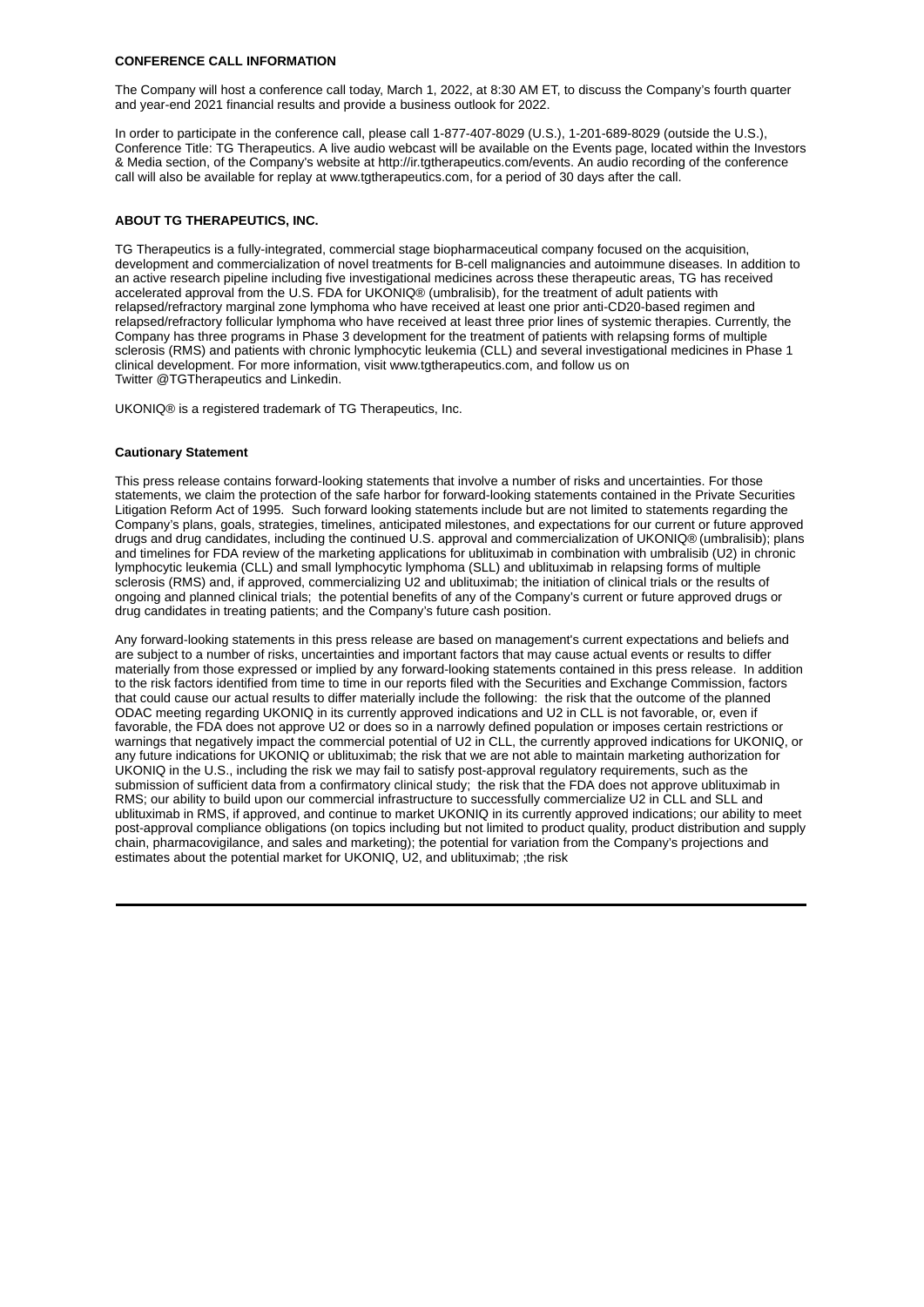**CONFERENCE CALL INFORMATION**

The Company will host a conference call today, March 1, 2022, at 8:30 AM ET, to discuss the Company's fourth quarter and year-end 2021 financial results and provide a business outlook for 2022.

In order to participate in the conference call, please call 1-877-407-8029 (U.S.), 1-201-689-8029 (outside the U.S.), Conference Title: TG Therapeutics. A live audio webcast will be available on the Events page, located within the Investors & Media section, of the Company's website at http://ir.tgtherapeutics.com/events. An audio recording of the conference call will also be available for replay at www.tgtherapeutics.com, for a period of 30 days after the call.

**ABOUT TG THERAPEUTICS, INC.**

TG Therapeutics is a fully-integrated, commercial stage biopharmaceutical company focused on the acquisition, development and commercialization of novel treatments for B-cell malignancies and autoimmune diseases. In addition to an active research pipeline including five investigational medicines across these therapeutic areas, TG has received accelerated approval from the U.S. FDA for UKONIQ® (umbralisib), for the treatment of adult patients with relapsed/refractory marginal zone lymphoma who have received at least one prior anti-CD20-based regimen and relapsed/refractory follicular lymphoma who have received at least three prior lines of systemic therapies. Currently, the Company has three programs in Phase 3 development for the treatment of patients with relapsing forms of multiple sclerosis (RMS) and patients with chronic lymphocytic leukemia (CLL) and several investigational medicines in Phase 1 clinical development. For more information, visit www.tgtherapeutics.com, and follow us on Twitter @TGTherapeutics and Linkedin.

UKONIQ® is a registered trademark of TG Therapeutics, Inc.

**Cautionary Statement**

This press release contains forward-looking statements that involve a number of risks and uncertainties. For those statements, we claim the protection of the safe harbor for forward-looking statements contained in the Private Securities Litigation Reform Act of 1995. Such forward looking statements include but are not limited to statements regarding the Company's plans, goals, strategies, timelines, anticipated milestones, and expectations for our current or future approved drugs and drug candidates, including the continued U.S. approval and commercialization of UKONIQ® (umbralisib); plans and timelines for FDA review of the marketing applications for ublituximab in combination with umbralisib (U2) in chronic lymphocytic leukemia (CLL) and small lymphocytic lymphoma (SLL) and ublituximab in relapsing forms of multiple sclerosis (RMS) and, if approved, commercializing U2 and ublituximab; the initiation of clinical trials or the results of ongoing and planned clinical trials; the potential benefits of any of the Company's current or future approved drugs or drug candidates in treating patients; and the Company's future cash position.

Any forward-looking statements in this press release are based on management's current expectations and beliefs and are subject to a number of risks, uncertainties and important factors that may cause actual events or results to differ materially from those expressed or implied by any forward-looking statements contained in this press release. In addition to the risk factors identified from time to time in our reports filed with the Securities and Exchange Commission, factors that could cause our actual results to differ materially include the following: the risk that the outcome of the planned ODAC meeting regarding UKONIQ in its currently approved indications and U2 in CLL is not favorable, or, even if favorable, the FDA does not approve U2 or does so in a narrowly defined population or imposes certain restrictions or warnings that negatively impact the commercial potential of U2 in CLL, the currently approved indications for UKONIQ, or any future indications for UKONIQ or ublituximab; the risk that we are not able to maintain marketing authorization for UKONIQ in the U.S., including the risk we may fail to satisfy post-approval regulatory requirements, such as the submission of sufficient data from a confirmatory clinical study; the risk that the FDA does not approve ublituximab in RMS; our ability to build upon our commercial infrastructure to successfully commercialize U2 in CLL and SLL and ublituximab in RMS, if approved, and continue to market UKONIQ in its currently approved indications; our ability to meet post-approval compliance obligations (on topics including but not limited to product quality, product distribution and supply chain, pharmacovigilance, and sales and marketing); the potential for variation from the Company's projections and estimates about the potential market for UKONIQ, U2, and ublituximab; ;the risk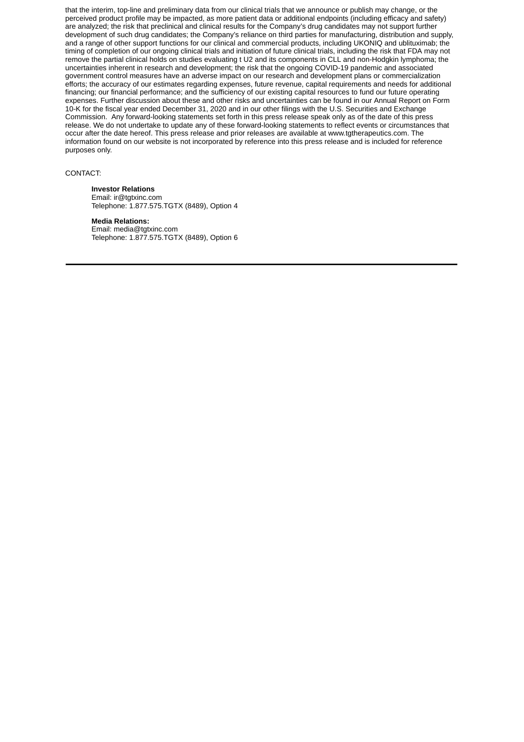that the interim, top-line and preliminary data from our clinical trials that we announce or publish may change, or the perceived product profile may be impacted, as more patient data or additional endpoints (including efficacy and safety) are analyzed; the risk that preclinical and clinical results for the Company's drug candidates may not support further development of such drug candidates; the Company's reliance on third parties for manufacturing, distribution and supply, and a range of other support functions for our clinical and commercial products, including UKONIQ and ublituximab; the timing of completion of our ongoing clinical trials and initiation of future clinical trials, including the risk that FDA may not remove the partial clinical holds on studies evaluating t U2 and its components in CLL and non-Hodgkin lymphoma; the uncertainties inherent in research and development; the risk that the ongoing COVID-19 pandemic and associated government control measures have an adverse impact on our research and development plans or commercialization efforts; the accuracy of our estimates regarding expenses, future revenue, capital requirements and needs for additional financing; our financial performance; and the sufficiency of our existing capital resources to fund our future operating expenses. Further discussion about these and other risks and uncertainties can be found in our Annual Report on Form 10-K for the fiscal year ended December 31, 2020 and in our other filings with the U.S. Securities and Exchange Commission. Any forward-looking statements set forth in this press release speak only as of the date of this press release. We do not undertake to update any of these forward-looking statements to reflect events or circumstances that occur after the date hereof. This press release and prior releases are available at www.tgtherapeutics.com. The information found on our website is not incorporated by reference into this press release and is included for reference purposes only.

CONTACT:

**Investor Relations**
Email: ir@tgtxinc.com
Telephone: 1.877.575.TGTX (8489), Option 4

**Media Relations:**
Email: media@tgtxinc.com
Telephone: 1.877.575.TGTX (8489), Option 6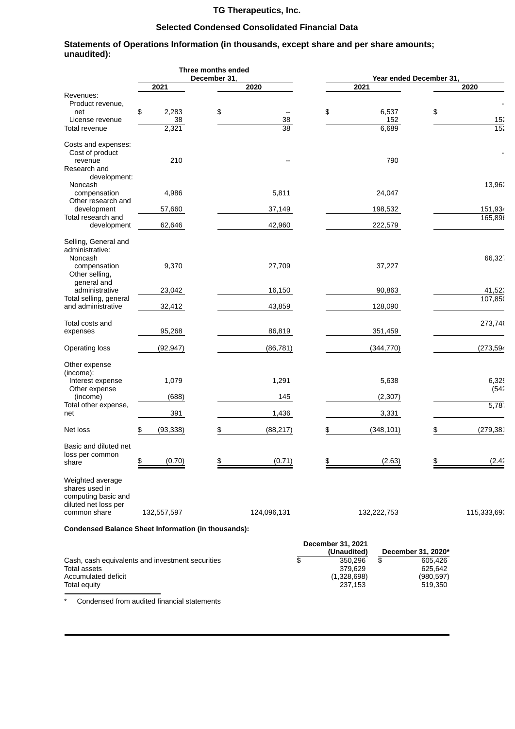# TG Therapeutics, Inc.

## Selected Condensed Consolidated Financial Data

### Statements of Operations Information (in thousands, except share and per share amounts; unaudited):

| | Three months ended December 31, | | Year ended December 31, | |
|---|---|---|---|---|
| | 2021 | 2020 | 2021 | 2020 |
| Revenues: | | | | |
| Product revenue, net | $ 2,283 | $ -- | $ 6,537 | $ -- |
| License revenue | 38 | 38 | 152 | 152 |
| Total revenue | 2,321 | 38 | 6,689 | 152 |
| Costs and expenses: | | | | |
| Cost of product revenue | 210 | -- | 790 | -- |
| Research and development: | | | | |
| Noncash compensation | 4,986 | 5,811 | 24,047 | 13,962 |
| Other research and development | 57,660 | 37,149 | 198,532 | 151,934 |
| Total research and development | 62,646 | 42,960 | 222,579 | 165,896 |
| Selling, General and administrative: | | | | |
| Noncash compensation | 9,370 | 27,709 | 37,227 | 66,327 |
| Other selling, general and administrative | 23,042 | 16,150 | 90,863 | 41,523 |
| Total selling, general and administrative | 32,412 | 43,859 | 128,090 | 107,850 |
| Total costs and expenses | 95,268 | 86,819 | 351,459 | 273,746 |
| Operating loss | (92,947) | (86,781) | (344,770) | (273,594) |
| Other expense (income): | | | | |
| Interest expense | 1,079 | 1,291 | 5,638 | 6,329 |
| Other expense (income) | (688) | 145 | (2,307) | (542) |
| Total other expense, net | 391 | 1,436 | 3,331 | 5,787 |
| Net loss | $ (93,338) | $ (88,217) | $ (348,101) | $ (279,381) |
| Basic and diluted net loss per common share | $ (0.70) | $ (0.71) | $ (2.63) | $ (2.42) |
| Weighted average shares used in computing basic and diluted net loss per common share | 132,557,597 | 124,096,131 | 132,222,753 | 115,333,693 |

### Condensed Balance Sheet Information (in thousands):

| | December 31, 2021 (Unaudited) | December 31, 2020* |
|---|---|---|
| Cash, cash equivalents and investment securities | $ 350,296 | $ 605,426 |
| Total assets | 379,629 | 625,642 |
| Accumulated deficit | (1,328,698) | (980,597) |
| Total equity | 237,153 | 519,350 |

\* Condensed from audited financial statements